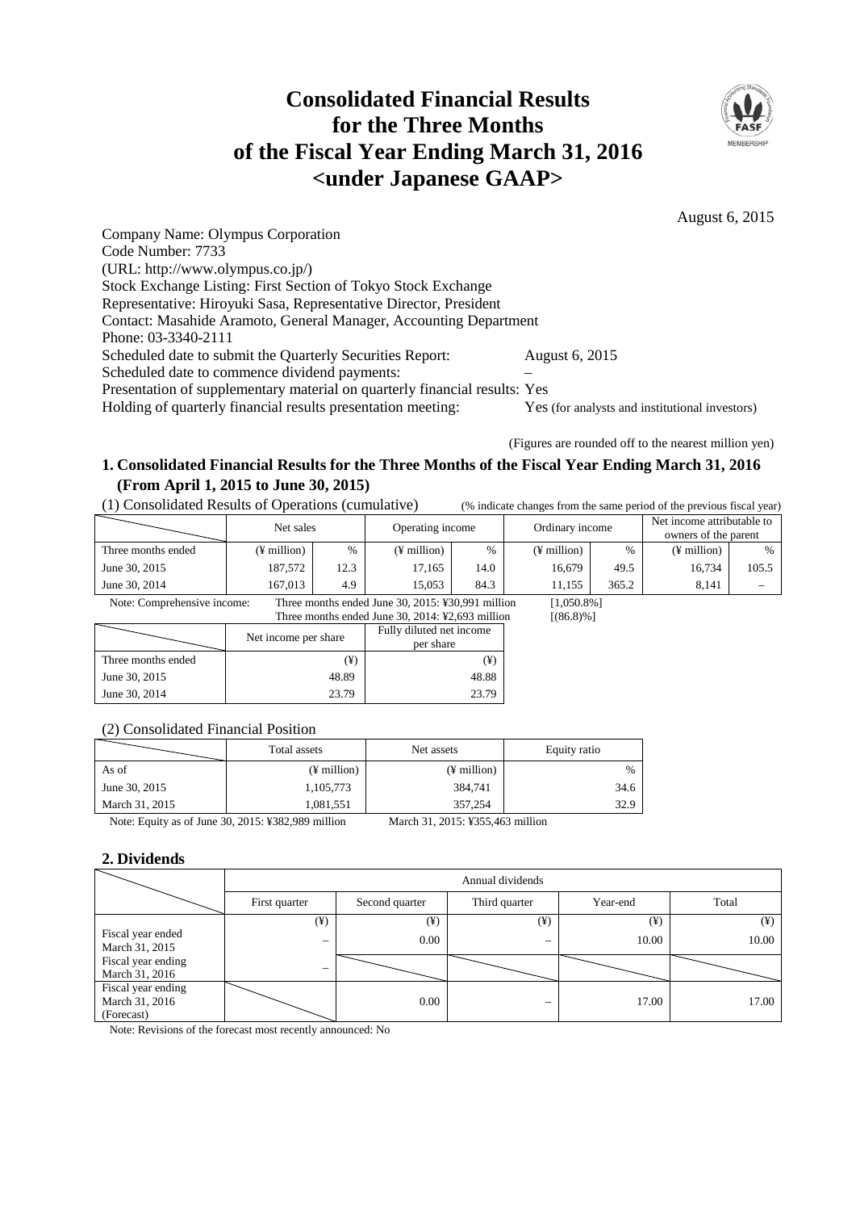# Consolidated Financial Results for the Three Months of the Fiscal Year Ending March 31, 2016 <under Japanese GAAP>

August 6, 2015

Company Name: Olympus Corporation
Code Number: 7733
(URL: http://www.olympus.co.jp/)
Stock Exchange Listing: First Section of Tokyo Stock Exchange
Representative: Hiroyuki Sasa, Representative Director, President
Contact: Masahide Aramoto, General Manager, Accounting Department
Phone: 03-3340-2111
Scheduled date to submit the Quarterly Securities Report: August 6, 2015
Scheduled date to commence dividend payments: –
Presentation of supplementary material on quarterly financial results: Yes
Holding of quarterly financial results presentation meeting: Yes (for analysts and institutional investors)

(Figures are rounded off to the nearest million yen)

## 1. Consolidated Financial Results for the Three Months of the Fiscal Year Ending March 31, 2016 (From April 1, 2015 to June 30, 2015)

(1) Consolidated Results of Operations (cumulative) (% indicate changes from the same period of the previous fiscal year)

| | Net sales | | Operating income | | Ordinary income | | Net income attributable to owners of the parent | |
|---|---|---|---|---|---|---|---|---|
| Three months ended | (¥ million) | % | (¥ million) | % | (¥ million) | % | (¥ million) | % |
| June 30, 2015 | 187,572 | 12.3 | 17,165 | 14.0 | 16,679 | 49.5 | 16,734 | 105.5 |
| June 30, 2014 | 167,013 | 4.9 | 15,053 | 84.3 | 11,155 | 365.2 | 8,141 | – |

Note: Comprehensive income: Three months ended June 30, 2015: ¥30,991 million [1,050.8%]
Three months ended June 30, 2014: ¥2,693 million [(86.8)%]

| | Net income per share | Fully diluted net income per share |
|---|---|---|
| Three months ended | (¥) | (¥) |
| June 30, 2015 | 48.89 | 48.88 |
| June 30, 2014 | 23.79 | 23.79 |

(2) Consolidated Financial Position

| | Total assets | Net assets | Equity ratio |
|---|---|---|---|
| As of | (¥ million) | (¥ million) | % |
| June 30, 2015 | 1,105,773 | 384,741 | 34.6 |
| March 31, 2015 | 1,081,551 | 357,254 | 32.9 |

Note: Equity as of June 30, 2015: ¥382,989 million March 31, 2015: ¥355,463 million

## 2. Dividends

| | Annual dividends | | | | |
|---|---|---|---|---|---|
| | First quarter | Second quarter | Third quarter | Year-end | Total |
| | (¥) | (¥) | (¥) | (¥) | (¥) |
| Fiscal year ended March 31, 2015 | – | 0.00 | – | 10.00 | 10.00 |
| Fiscal year ending March 31, 2016 | – | | | | |
| Fiscal year ending March 31, 2016 (Forecast) | | 0.00 | – | 17.00 | 17.00 |

Note: Revisions of the forecast most recently announced: No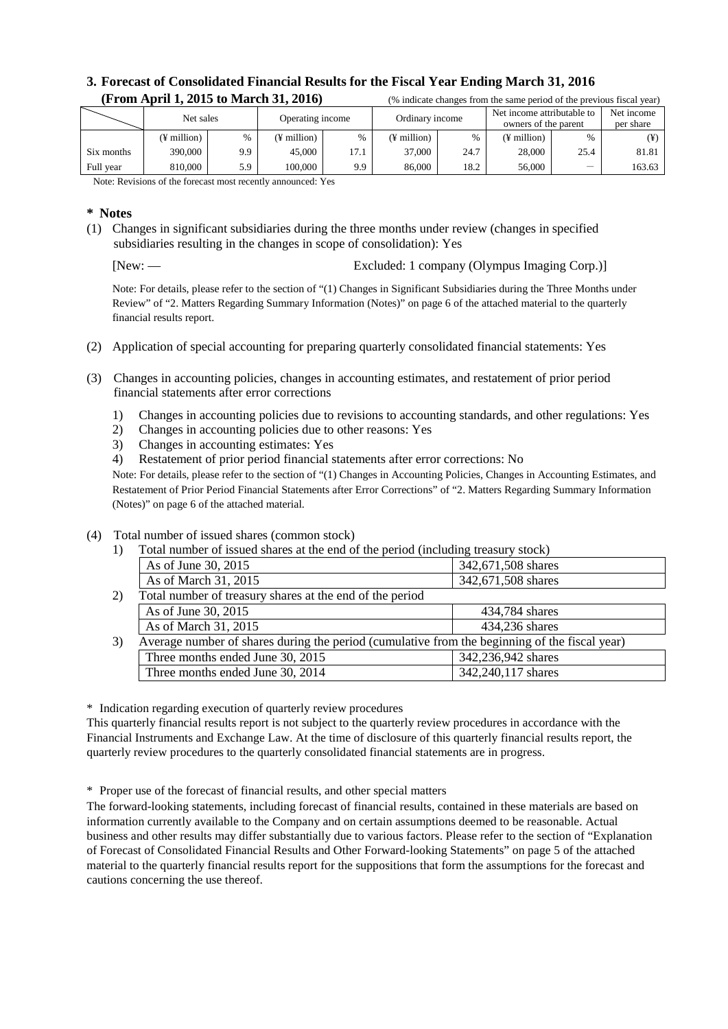## 3. Forecast of Consolidated Financial Results for the Fiscal Year Ending March 31, 2016 (From April 1, 2015 to March 31, 2016)

(% indicate changes from the same period of the previous fiscal year)

| | Net sales | | Operating income | | Ordinary income | | Net income attributable to owners of the parent | | Net income per share |
|---|---|---|---|---|---|---|---|---|---|
| | (¥ million) | % | (¥ million) | % | (¥ million) | % | (¥ million) | % | (¥) |
| Six months | 390,000 | 9.9 | 45,000 | 17.1 | 37,000 | 24.7 | 28,000 | 25.4 | 81.81 |
| Full year | 810,000 | 5.9 | 100,000 | 9.9 | 86,000 | 18.2 | 56,000 | — | 163.63 |

Note: Revisions of the forecast most recently announced: Yes

**\* Notes**

(1) Changes in significant subsidiaries during the three months under review (changes in specified subsidiaries resulting in the changes in scope of consolidation): Yes

[New: — Excluded: 1 company (Olympus Imaging Corp.)]

Note: For details, please refer to the section of "(1) Changes in Significant Subsidiaries during the Three Months under Review" of "2. Matters Regarding Summary Information (Notes)" on page 6 of the attached material to the quarterly financial results report.

(2) Application of special accounting for preparing quarterly consolidated financial statements: Yes

(3) Changes in accounting policies, changes in accounting estimates, and restatement of prior period financial statements after error corrections

1) Changes in accounting policies due to revisions to accounting standards, and other regulations: Yes
2) Changes in accounting policies due to other reasons: Yes
3) Changes in accounting estimates: Yes
4) Restatement of prior period financial statements after error corrections: No

Note: For details, please refer to the section of "(1) Changes in Accounting Policies, Changes in Accounting Estimates, and Restatement of Prior Period Financial Statements after Error Corrections" of "2. Matters Regarding Summary Information (Notes)" on page 6 of the attached material.

(4) Total number of issued shares (common stock)

1) Total number of issued shares at the end of the period (including treasury stock)

| | |
|---|---|
| As of June 30, 2015 | 342,671,508 shares |
| As of March 31, 2015 | 342,671,508 shares |

2) Total number of treasury shares at the end of the period

| | |
|---|---|
| As of June 30, 2015 | 434,784 shares |
| As of March 31, 2015 | 434,236 shares |

3) Average number of shares during the period (cumulative from the beginning of the fiscal year)

| | |
|---|---|
| Three months ended June 30, 2015 | 342,236,942 shares |
| Three months ended June 30, 2014 | 342,240,117 shares |

\* Indication regarding execution of quarterly review procedures

This quarterly financial results report is not subject to the quarterly review procedures in accordance with the Financial Instruments and Exchange Law. At the time of disclosure of this quarterly financial results report, the quarterly review procedures to the quarterly consolidated financial statements are in progress.

\* Proper use of the forecast of financial results, and other special matters

The forward-looking statements, including forecast of financial results, contained in these materials are based on information currently available to the Company and on certain assumptions deemed to be reasonable. Actual business and other results may differ substantially due to various factors. Please refer to the section of "Explanation of Forecast of Consolidated Financial Results and Other Forward-looking Statements" on page 5 of the attached material to the quarterly financial results report for the suppositions that form the assumptions for the forecast and cautions concerning the use thereof.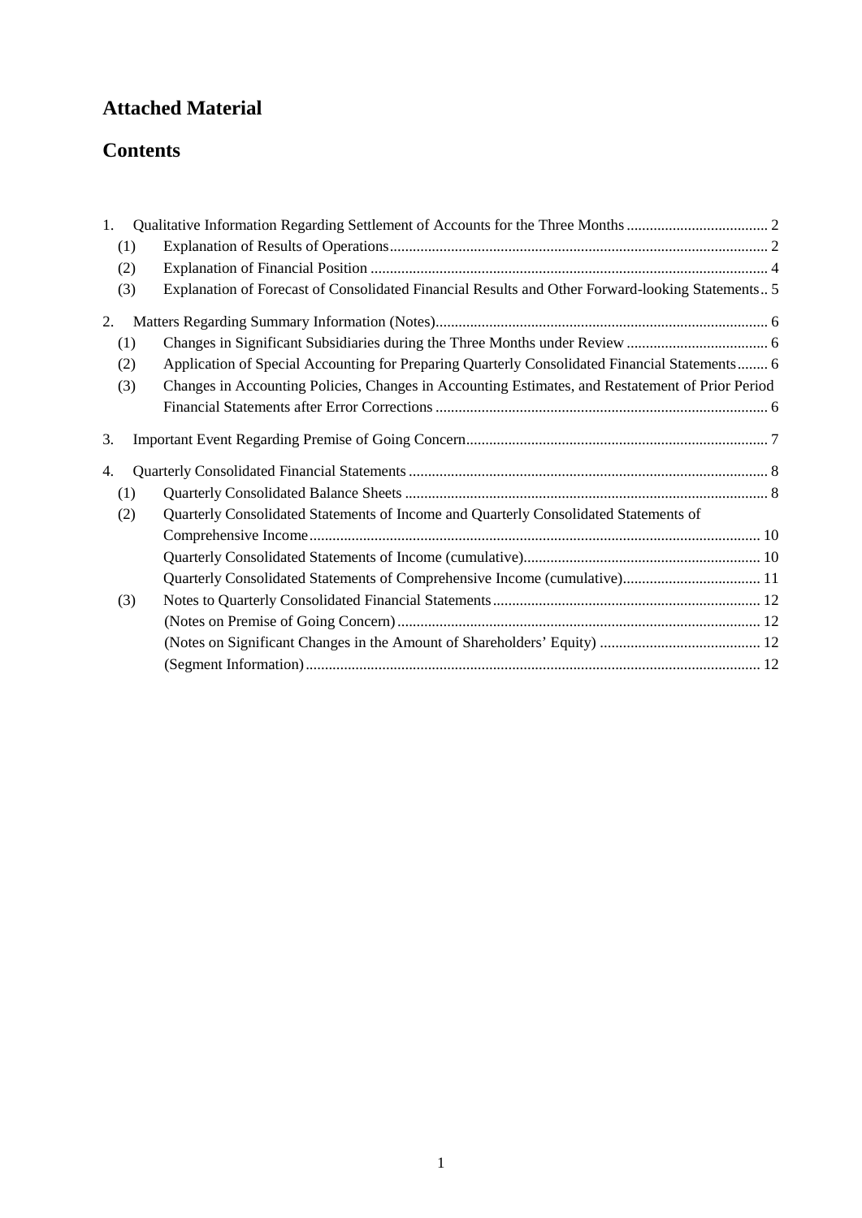# Attached Material

# Contents

1. Qualitative Information Regarding Settlement of Accounts for the Three Months ..................................... 2
   (1) Explanation of Results of Operations ..................................................................................................... 2
   (2) Explanation of Financial Position .......................................................................................................... 4
   (3) Explanation of Forecast of Consolidated Financial Results and Other Forward-looking Statements .. 5
2. Matters Regarding Summary Information (Notes) ....................................................................................... 6
   (1) Changes in Significant Subsidiaries during the Three Months under Review ..................................... 6
   (2) Application of Special Accounting for Preparing Quarterly Consolidated Financial Statements ........ 6
   (3) Changes in Accounting Policies, Changes in Accounting Estimates, and Restatement of Prior Period Financial Statements after Error Corrections ....................................................................................... 6
3. Important Event Regarding Premise of Going Concern ............................................................................... 7
4. Quarterly Consolidated Financial Statements .............................................................................................. 8
   (1) Quarterly Consolidated Balance Sheets ................................................................................................ 8
   (2) Quarterly Consolidated Statements of Income and Quarterly Consolidated Statements of Comprehensive Income ....................................................................................................................... 10
       Quarterly Consolidated Statements of Income (cumulative) ............................................................... 10
       Quarterly Consolidated Statements of Comprehensive Income (cumulative) ..................................... 11
   (3) Notes to Quarterly Consolidated Financial Statements ...................................................................... 12
       (Notes on Premise of Going Concern) ............................................................................................... 12
       (Notes on Significant Changes in the Amount of Shareholders' Equity) ........................................... 12
       (Segment Information) ....................................................................................................................... 12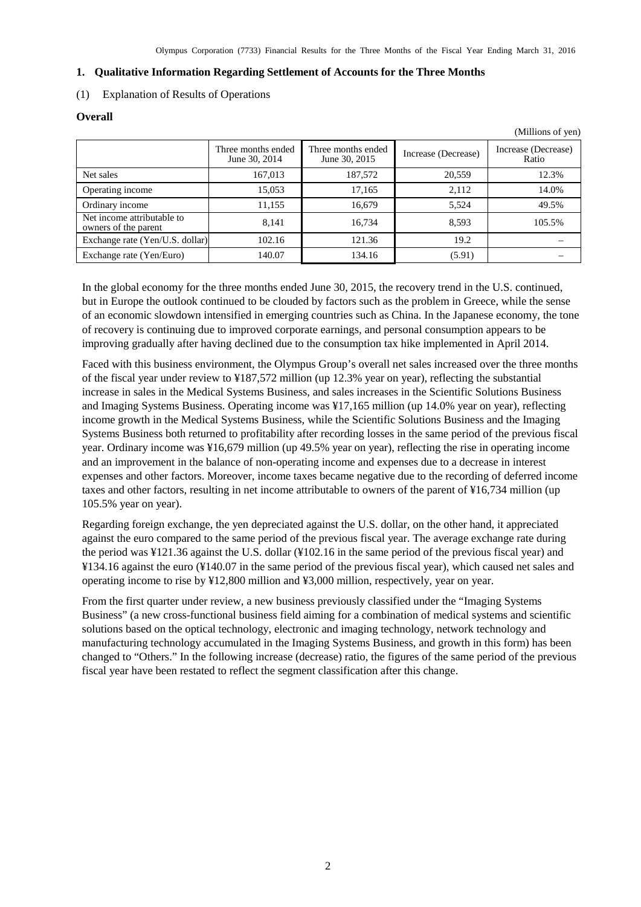## 1. Qualitative Information Regarding Settlement of Accounts for the Three Months

### (1) Explanation of Results of Operations

**Overall**

(Millions of yen)

| | Three months ended June 30, 2014 | Three months ended June 30, 2015 | Increase (Decrease) | Increase (Decrease) Ratio |
|---|---|---|---|---|
| Net sales | 167,013 | 187,572 | 20,559 | 12.3% |
| Operating income | 15,053 | 17,165 | 2,112 | 14.0% |
| Ordinary income | 11,155 | 16,679 | 5,524 | 49.5% |
| Net income attributable to owners of the parent | 8,141 | 16,734 | 8,593 | 105.5% |
| Exchange rate (Yen/U.S. dollar) | 102.16 | 121.36 | 19.2 | – |
| Exchange rate (Yen/Euro) | 140.07 | 134.16 | (5.91) | – |

In the global economy for the three months ended June 30, 2015, the recovery trend in the U.S. continued, but in Europe the outlook continued to be clouded by factors such as the problem in Greece, while the sense of an economic slowdown intensified in emerging countries such as China. In the Japanese economy, the tone of recovery is continuing due to improved corporate earnings, and personal consumption appears to be improving gradually after having declined due to the consumption tax hike implemented in April 2014.

Faced with this business environment, the Olympus Group's overall net sales increased over the three months of the fiscal year under review to ¥187,572 million (up 12.3% year on year), reflecting the substantial increase in sales in the Medical Systems Business, and sales increases in the Scientific Solutions Business and Imaging Systems Business. Operating income was ¥17,165 million (up 14.0% year on year), reflecting income growth in the Medical Systems Business, while the Scientific Solutions Business and the Imaging Systems Business both returned to profitability after recording losses in the same period of the previous fiscal year. Ordinary income was ¥16,679 million (up 49.5% year on year), reflecting the rise in operating income and an improvement in the balance of non-operating income and expenses due to a decrease in interest expenses and other factors. Moreover, income taxes became negative due to the recording of deferred income taxes and other factors, resulting in net income attributable to owners of the parent of ¥16,734 million (up 105.5% year on year).

Regarding foreign exchange, the yen depreciated against the U.S. dollar, on the other hand, it appreciated against the euro compared to the same period of the previous fiscal year. The average exchange rate during the period was ¥121.36 against the U.S. dollar (¥102.16 in the same period of the previous fiscal year) and ¥134.16 against the euro (¥140.07 in the same period of the previous fiscal year), which caused net sales and operating income to rise by ¥12,800 million and ¥3,000 million, respectively, year on year.

From the first quarter under review, a new business previously classified under the "Imaging Systems Business" (a new cross-functional business field aiming for a combination of medical systems and scientific solutions based on the optical technology, electronic and imaging technology, network technology and manufacturing technology accumulated in the Imaging Systems Business, and growth in this form) has been changed to "Others." In the following increase (decrease) ratio, the figures of the same period of the previous fiscal year have been restated to reflect the segment classification after this change.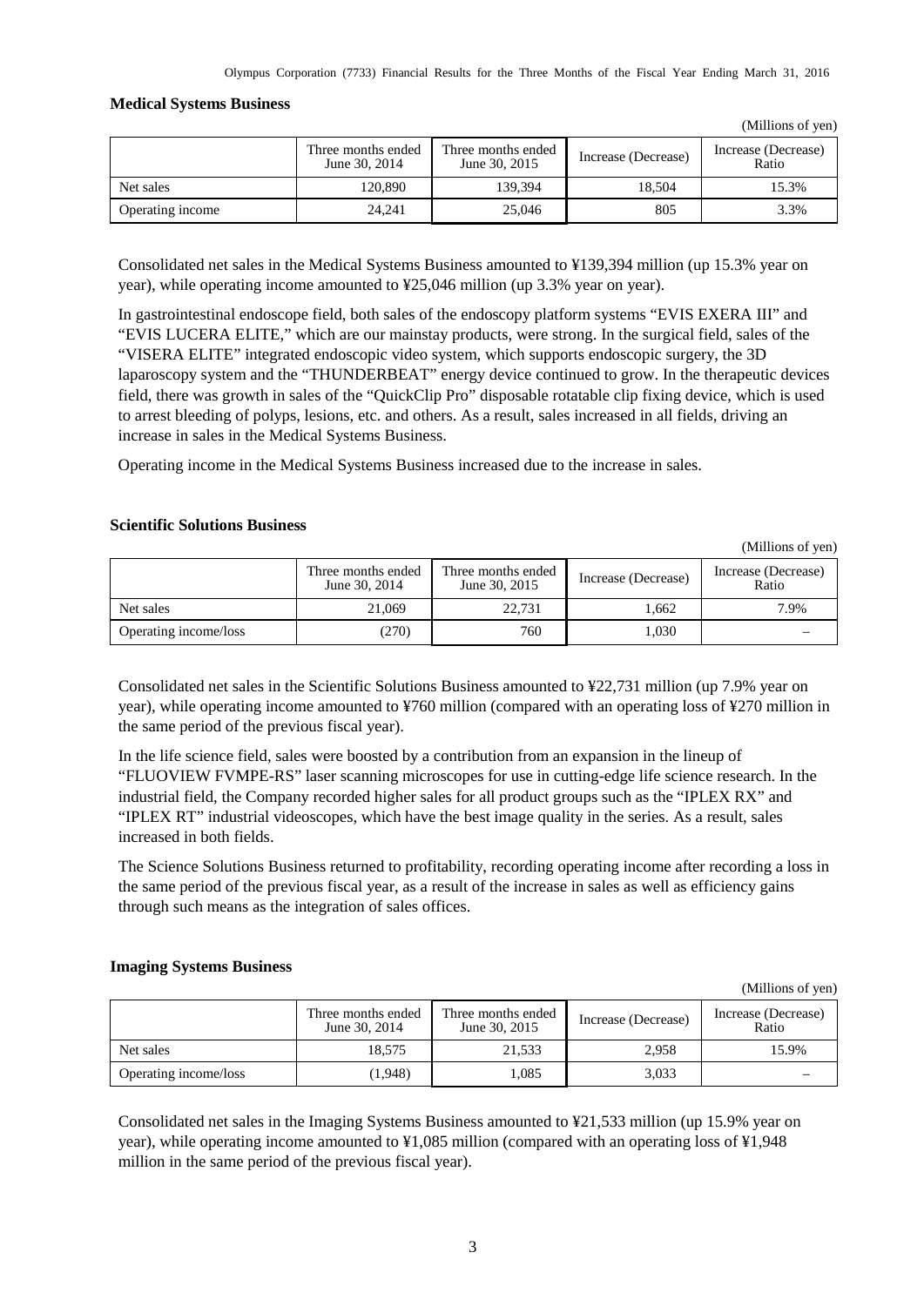**Medical Systems Business**

(Millions of yen)

| | Three months ended June 30, 2014 | Three months ended June 30, 2015 | Increase (Decrease) | Increase (Decrease) Ratio |
|---|---|---|---|---|
| Net sales | 120,890 | 139,394 | 18,504 | 15.3% |
| Operating income | 24,241 | 25,046 | 805 | 3.3% |

Consolidated net sales in the Medical Systems Business amounted to ¥139,394 million (up 15.3% year on year), while operating income amounted to ¥25,046 million (up 3.3% year on year).

In gastrointestinal endoscope field, both sales of the endoscopy platform systems "EVIS EXERA III" and "EVIS LUCERA ELITE," which are our mainstay products, were strong. In the surgical field, sales of the "VISERA ELITE" integrated endoscopic video system, which supports endoscopic surgery, the 3D laparoscopy system and the "THUNDERBEAT" energy device continued to grow. In the therapeutic devices field, there was growth in sales of the "QuickClip Pro" disposable rotatable clip fixing device, which is used to arrest bleeding of polyps, lesions, etc. and others. As a result, sales increased in all fields, driving an increase in sales in the Medical Systems Business.

Operating income in the Medical Systems Business increased due to the increase in sales.

**Scientific Solutions Business**

(Millions of yen)

| | Three months ended June 30, 2014 | Three months ended June 30, 2015 | Increase (Decrease) | Increase (Decrease) Ratio |
|---|---|---|---|---|
| Net sales | 21,069 | 22,731 | 1,662 | 7.9% |
| Operating income/loss | (270) | 760 | 1,030 | – |

Consolidated net sales in the Scientific Solutions Business amounted to ¥22,731 million (up 7.9% year on year), while operating income amounted to ¥760 million (compared with an operating loss of ¥270 million in the same period of the previous fiscal year).

In the life science field, sales were boosted by a contribution from an expansion in the lineup of "FLUOVIEW FVMPE-RS" laser scanning microscopes for use in cutting-edge life science research. In the industrial field, the Company recorded higher sales for all product groups such as the "IPLEX RX" and "IPLEX RT" industrial videoscopes, which have the best image quality in the series. As a result, sales increased in both fields.

The Science Solutions Business returned to profitability, recording operating income after recording a loss in the same period of the previous fiscal year, as a result of the increase in sales as well as efficiency gains through such means as the integration of sales offices.

**Imaging Systems Business**

(Millions of yen)

| | Three months ended June 30, 2014 | Three months ended June 30, 2015 | Increase (Decrease) | Increase (Decrease) Ratio |
|---|---|---|---|---|
| Net sales | 18,575 | 21,533 | 2,958 | 15.9% |
| Operating income/loss | (1,948) | 1,085 | 3,033 | – |

Consolidated net sales in the Imaging Systems Business amounted to ¥21,533 million (up 15.9% year on year), while operating income amounted to ¥1,085 million (compared with an operating loss of ¥1,948 million in the same period of the previous fiscal year).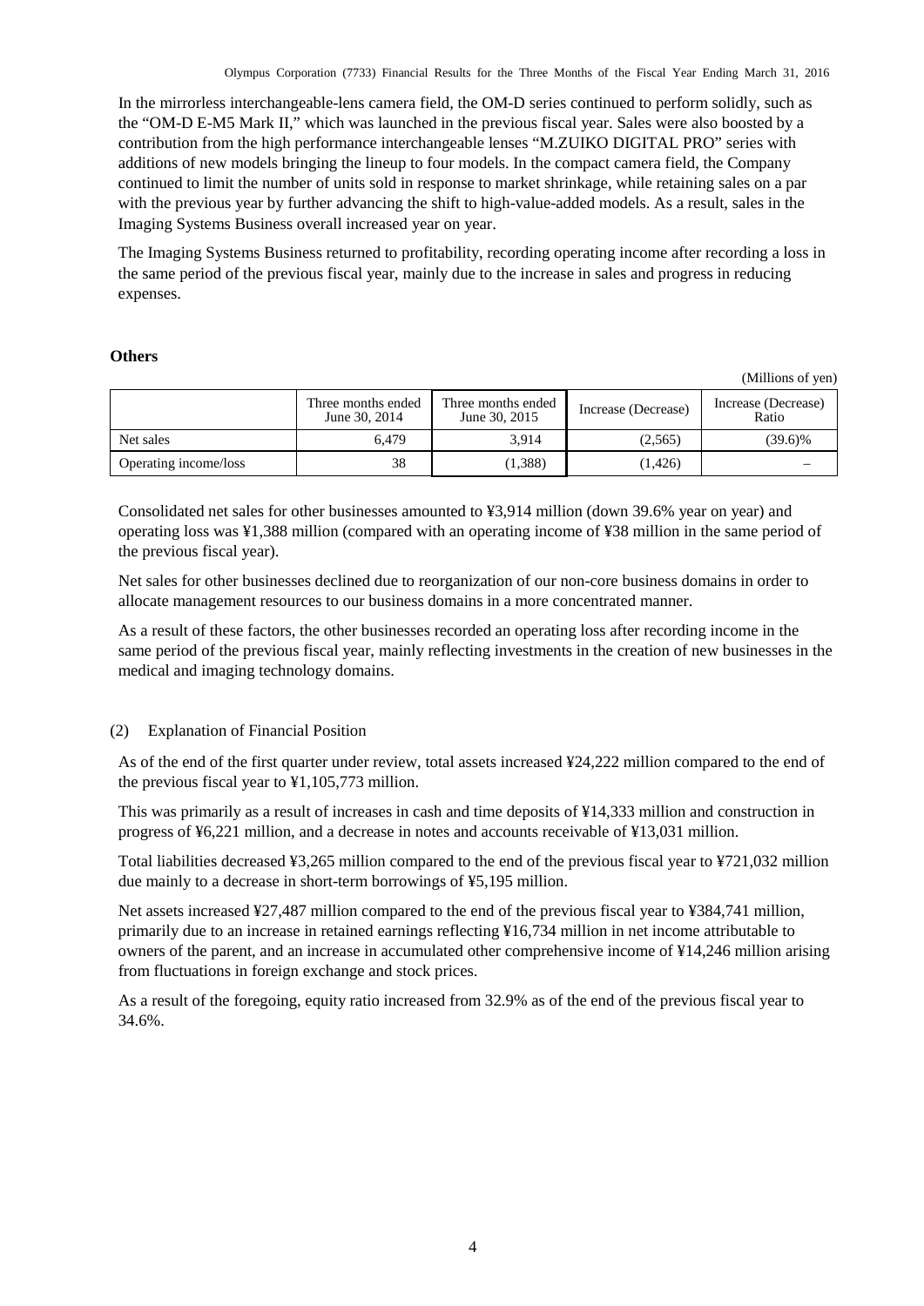In the mirrorless interchangeable-lens camera field, the OM-D series continued to perform solidly, such as the "OM-D E-M5 Mark II," which was launched in the previous fiscal year. Sales were also boosted by a contribution from the high performance interchangeable lenses "M.ZUIKO DIGITAL PRO" series with additions of new models bringing the lineup to four models. In the compact camera field, the Company continued to limit the number of units sold in response to market shrinkage, while retaining sales on a par with the previous year by further advancing the shift to high-value-added models. As a result, sales in the Imaging Systems Business overall increased year on year.

The Imaging Systems Business returned to profitability, recording operating income after recording a loss in the same period of the previous fiscal year, mainly due to the increase in sales and progress in reducing expenses.

**Others**

(Millions of yen)

| | Three months ended June 30, 2014 | Three months ended June 30, 2015 | Increase (Decrease) | Increase (Decrease) Ratio |
|---|---|---|---|---|
| Net sales | 6,479 | 3,914 | (2,565) | (39.6)% |
| Operating income/loss | 38 | (1,388) | (1,426) | – |

Consolidated net sales for other businesses amounted to ¥3,914 million (down 39.6% year on year) and operating loss was ¥1,388 million (compared with an operating income of ¥38 million in the same period of the previous fiscal year).

Net sales for other businesses declined due to reorganization of our non-core business domains in order to allocate management resources to our business domains in a more concentrated manner.

As a result of these factors, the other businesses recorded an operating loss after recording income in the same period of the previous fiscal year, mainly reflecting investments in the creation of new businesses in the medical and imaging technology domains.

(2) Explanation of Financial Position

As of the end of the first quarter under review, total assets increased ¥24,222 million compared to the end of the previous fiscal year to ¥1,105,773 million.

This was primarily as a result of increases in cash and time deposits of ¥14,333 million and construction in progress of ¥6,221 million, and a decrease in notes and accounts receivable of ¥13,031 million.

Total liabilities decreased ¥3,265 million compared to the end of the previous fiscal year to ¥721,032 million due mainly to a decrease in short-term borrowings of ¥5,195 million.

Net assets increased ¥27,487 million compared to the end of the previous fiscal year to ¥384,741 million, primarily due to an increase in retained earnings reflecting ¥16,734 million in net income attributable to owners of the parent, and an increase in accumulated other comprehensive income of ¥14,246 million arising from fluctuations in foreign exchange and stock prices.

As a result of the foregoing, equity ratio increased from 32.9% as of the end of the previous fiscal year to 34.6%.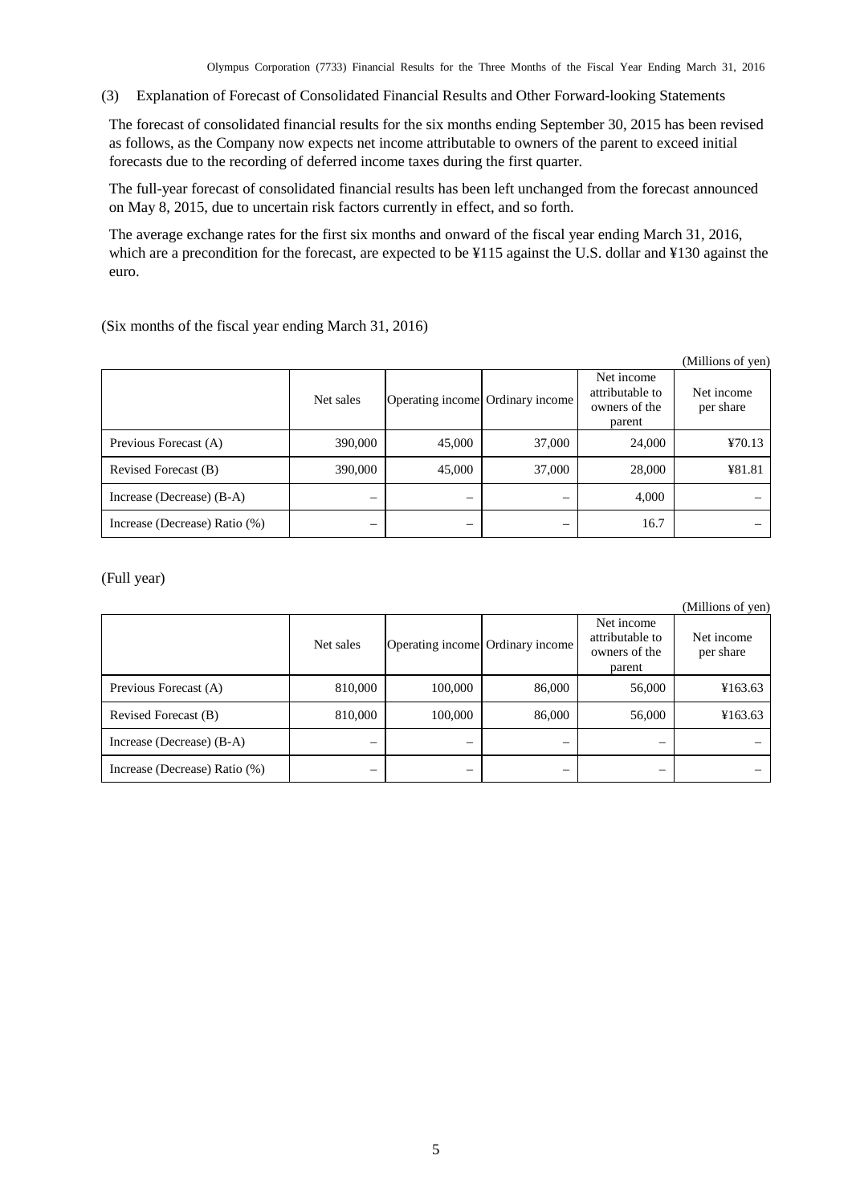### (3) Explanation of Forecast of Consolidated Financial Results and Other Forward-looking Statements

The forecast of consolidated financial results for the six months ending September 30, 2015 has been revised as follows, as the Company now expects net income attributable to owners of the parent to exceed initial forecasts due to the recording of deferred income taxes during the first quarter.

The full-year forecast of consolidated financial results has been left unchanged from the forecast announced on May 8, 2015, due to uncertain risk factors currently in effect, and so forth.

The average exchange rates for the first six months and onward of the fiscal year ending March 31, 2016, which are a precondition for the forecast, are expected to be ¥115 against the U.S. dollar and ¥130 against the euro.

(Six months of the fiscal year ending March 31, 2016)

(Millions of yen)

| | Net sales | Operating income | Ordinary income | Net income attributable to owners of the parent | Net income per share |
|---|---|---|---|---|---|
| Previous Forecast (A) | 390,000 | 45,000 | 37,000 | 24,000 | ¥70.13 |
| Revised Forecast (B) | 390,000 | 45,000 | 37,000 | 28,000 | ¥81.81 |
| Increase (Decrease) (B-A) | – | – | – | 4,000 | – |
| Increase (Decrease) Ratio (%) | – | – | – | 16.7 | – |

(Full year)

(Millions of yen)

| | Net sales | Operating income | Ordinary income | Net income attributable to owners of the parent | Net income per share |
|---|---|---|---|---|---|
| Previous Forecast (A) | 810,000 | 100,000 | 86,000 | 56,000 | ¥163.63 |
| Revised Forecast (B) | 810,000 | 100,000 | 86,000 | 56,000 | ¥163.63 |
| Increase (Decrease) (B-A) | – | – | – | – | – |
| Increase (Decrease) Ratio (%) | – | – | – | – | – |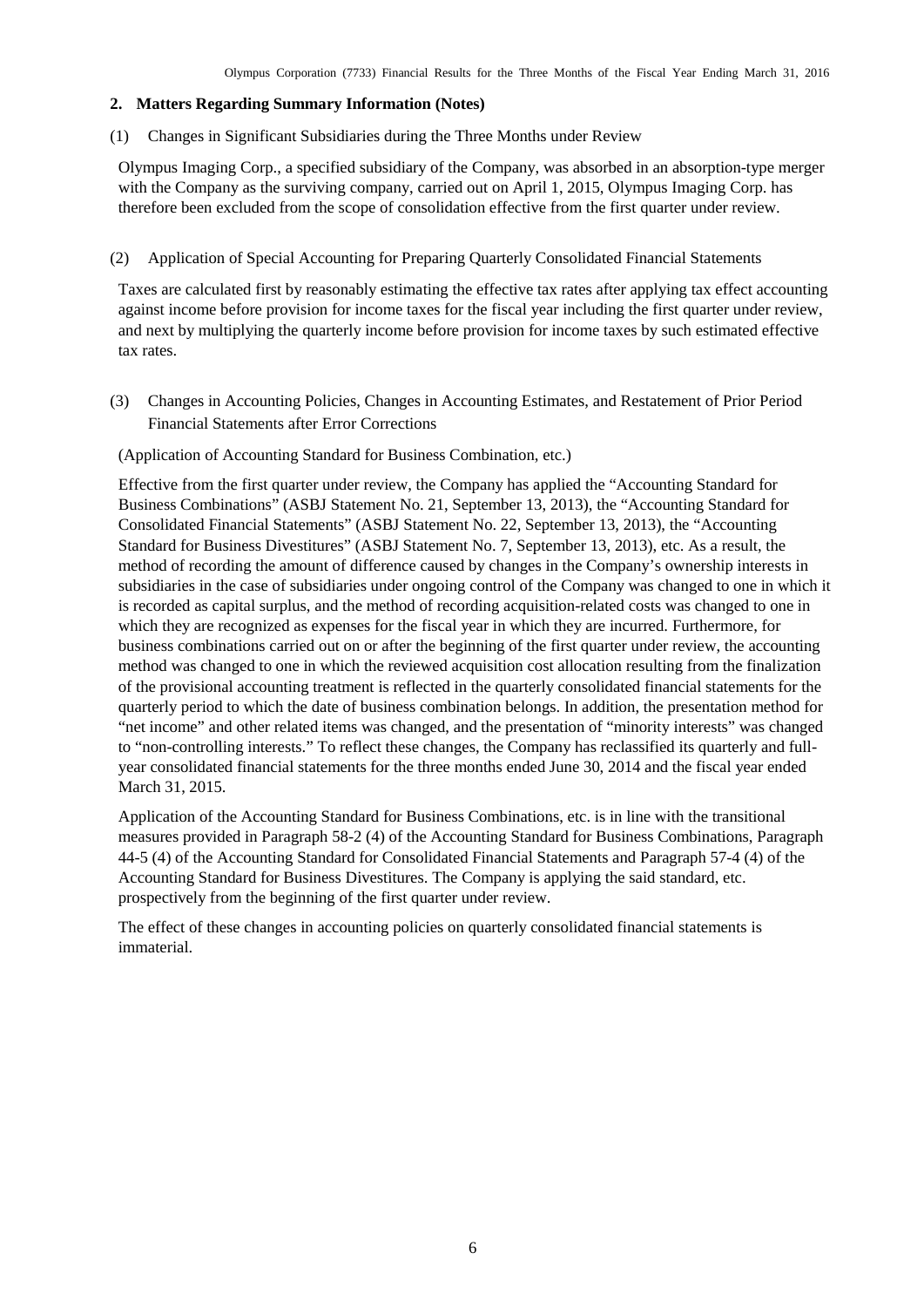## 2. Matters Regarding Summary Information (Notes)

(1) Changes in Significant Subsidiaries during the Three Months under Review

Olympus Imaging Corp., a specified subsidiary of the Company, was absorbed in an absorption-type merger with the Company as the surviving company, carried out on April 1, 2015, Olympus Imaging Corp. has therefore been excluded from the scope of consolidation effective from the first quarter under review.

(2) Application of Special Accounting for Preparing Quarterly Consolidated Financial Statements

Taxes are calculated first by reasonably estimating the effective tax rates after applying tax effect accounting against income before provision for income taxes for the fiscal year including the first quarter under review, and next by multiplying the quarterly income before provision for income taxes by such estimated effective tax rates.

(3) Changes in Accounting Policies, Changes in Accounting Estimates, and Restatement of Prior Period Financial Statements after Error Corrections

(Application of Accounting Standard for Business Combination, etc.)

Effective from the first quarter under review, the Company has applied the "Accounting Standard for Business Combinations" (ASBJ Statement No. 21, September 13, 2013), the "Accounting Standard for Consolidated Financial Statements" (ASBJ Statement No. 22, September 13, 2013), the "Accounting Standard for Business Divestitures" (ASBJ Statement No. 7, September 13, 2013), etc. As a result, the method of recording the amount of difference caused by changes in the Company's ownership interests in subsidiaries in the case of subsidiaries under ongoing control of the Company was changed to one in which it is recorded as capital surplus, and the method of recording acquisition-related costs was changed to one in which they are recognized as expenses for the fiscal year in which they are incurred. Furthermore, for business combinations carried out on or after the beginning of the first quarter under review, the accounting method was changed to one in which the reviewed acquisition cost allocation resulting from the finalization of the provisional accounting treatment is reflected in the quarterly consolidated financial statements for the quarterly period to which the date of business combination belongs. In addition, the presentation method for "net income" and other related items was changed, and the presentation of "minority interests" was changed to "non-controlling interests." To reflect these changes, the Company has reclassified its quarterly and full-year consolidated financial statements for the three months ended June 30, 2014 and the fiscal year ended March 31, 2015.

Application of the Accounting Standard for Business Combinations, etc. is in line with the transitional measures provided in Paragraph 58-2 (4) of the Accounting Standard for Business Combinations, Paragraph 44-5 (4) of the Accounting Standard for Consolidated Financial Statements and Paragraph 57-4 (4) of the Accounting Standard for Business Divestitures. The Company is applying the said standard, etc. prospectively from the beginning of the first quarter under review.

The effect of these changes in accounting policies on quarterly consolidated financial statements is immaterial.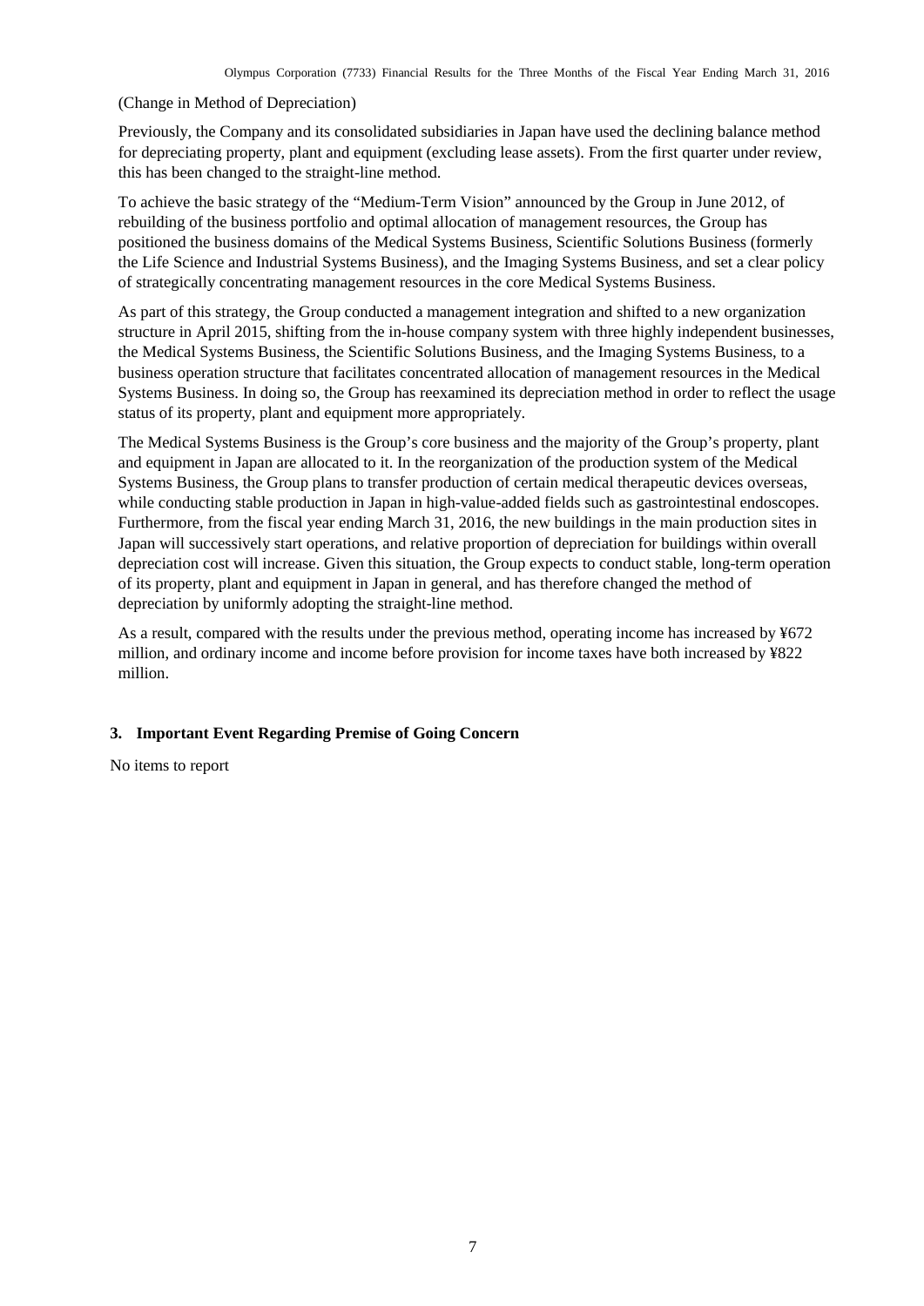(Change in Method of Depreciation)

Previously, the Company and its consolidated subsidiaries in Japan have used the declining balance method for depreciating property, plant and equipment (excluding lease assets). From the first quarter under review, this has been changed to the straight-line method.

To achieve the basic strategy of the “Medium-Term Vision” announced by the Group in June 2012, of rebuilding of the business portfolio and optimal allocation of management resources, the Group has positioned the business domains of the Medical Systems Business, Scientific Solutions Business (formerly the Life Science and Industrial Systems Business), and the Imaging Systems Business, and set a clear policy of strategically concentrating management resources in the core Medical Systems Business.

As part of this strategy, the Group conducted a management integration and shifted to a new organization structure in April 2015, shifting from the in-house company system with three highly independent businesses, the Medical Systems Business, the Scientific Solutions Business, and the Imaging Systems Business, to a business operation structure that facilitates concentrated allocation of management resources in the Medical Systems Business. In doing so, the Group has reexamined its depreciation method in order to reflect the usage status of its property, plant and equipment more appropriately.

The Medical Systems Business is the Group’s core business and the majority of the Group’s property, plant and equipment in Japan are allocated to it. In the reorganization of the production system of the Medical Systems Business, the Group plans to transfer production of certain medical therapeutic devices overseas, while conducting stable production in Japan in high-value-added fields such as gastrointestinal endoscopes. Furthermore, from the fiscal year ending March 31, 2016, the new buildings in the main production sites in Japan will successively start operations, and relative proportion of depreciation for buildings within overall depreciation cost will increase. Given this situation, the Group expects to conduct stable, long-term operation of its property, plant and equipment in Japan in general, and has therefore changed the method of depreciation by uniformly adopting the straight-line method.

As a result, compared with the results under the previous method, operating income has increased by ¥672 million, and ordinary income and income before provision for income taxes have both increased by ¥822 million.

### 3. Important Event Regarding Premise of Going Concern

No items to report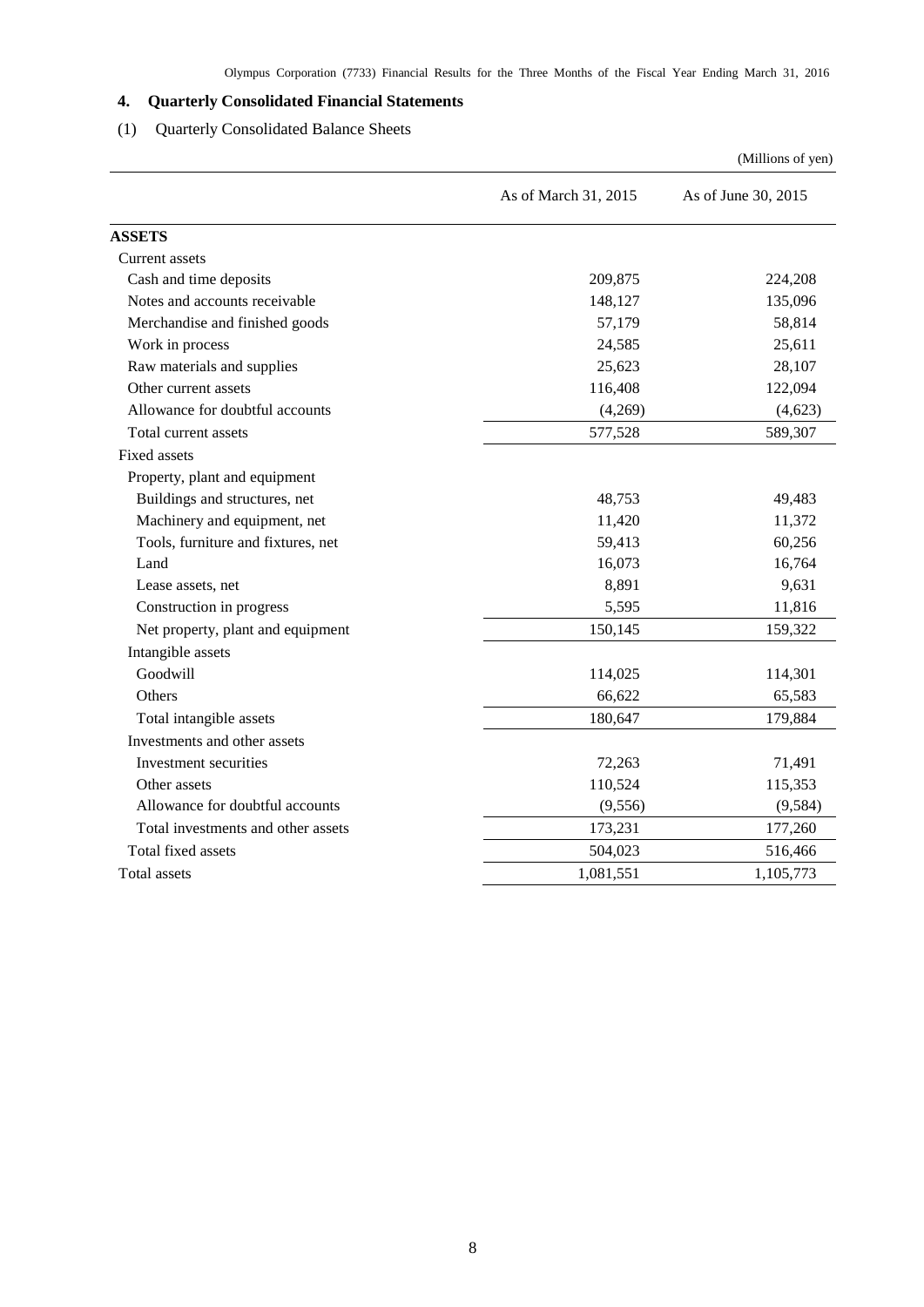## 4. Quarterly Consolidated Financial Statements

### (1) Quarterly Consolidated Balance Sheets

(Millions of yen)

| | As of March 31, 2015 | As of June 30, 2015 |
|---|---|---|
| **ASSETS** | | |
| Current assets | | |
| Cash and time deposits | 209,875 | 224,208 |
| Notes and accounts receivable | 148,127 | 135,096 |
| Merchandise and finished goods | 57,179 | 58,814 |
| Work in process | 24,585 | 25,611 |
| Raw materials and supplies | 25,623 | 28,107 |
| Other current assets | 116,408 | 122,094 |
| Allowance for doubtful accounts | (4,269) | (4,623) |
| Total current assets | 577,528 | 589,307 |
| Fixed assets | | |
| Property, plant and equipment | | |
| Buildings and structures, net | 48,753 | 49,483 |
| Machinery and equipment, net | 11,420 | 11,372 |
| Tools, furniture and fixtures, net | 59,413 | 60,256 |
| Land | 16,073 | 16,764 |
| Lease assets, net | 8,891 | 9,631 |
| Construction in progress | 5,595 | 11,816 |
| Net property, plant and equipment | 150,145 | 159,322 |
| Intangible assets | | |
| Goodwill | 114,025 | 114,301 |
| Others | 66,622 | 65,583 |
| Total intangible assets | 180,647 | 179,884 |
| Investments and other assets | | |
| Investment securities | 72,263 | 71,491 |
| Other assets | 110,524 | 115,353 |
| Allowance for doubtful accounts | (9,556) | (9,584) |
| Total investments and other assets | 173,231 | 177,260 |
| Total fixed assets | 504,023 | 516,466 |
| Total assets | 1,081,551 | 1,105,773 |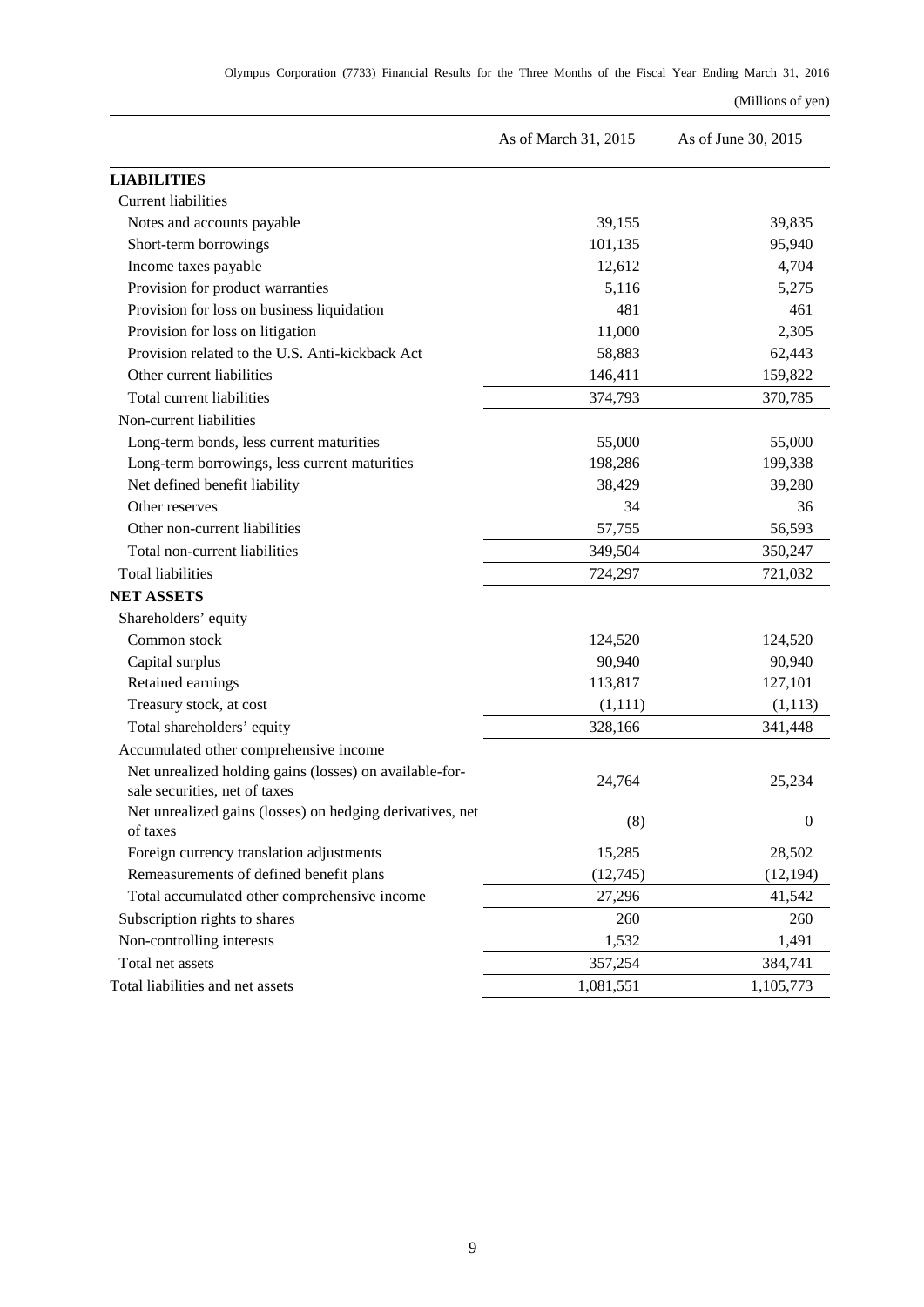(Millions of yen)

| | As of March 31, 2015 | As of June 30, 2015 |
|---|---|---|
| **LIABILITIES** | | |
| Current liabilities | | |
| Notes and accounts payable | 39,155 | 39,835 |
| Short-term borrowings | 101,135 | 95,940 |
| Income taxes payable | 12,612 | 4,704 |
| Provision for product warranties | 5,116 | 5,275 |
| Provision for loss on business liquidation | 481 | 461 |
| Provision for loss on litigation | 11,000 | 2,305 |
| Provision related to the U.S. Anti-kickback Act | 58,883 | 62,443 |
| Other current liabilities | 146,411 | 159,822 |
| Total current liabilities | 374,793 | 370,785 |
| Non-current liabilities | | |
| Long-term bonds, less current maturities | 55,000 | 55,000 |
| Long-term borrowings, less current maturities | 198,286 | 199,338 |
| Net defined benefit liability | 38,429 | 39,280 |
| Other reserves | 34 | 36 |
| Other non-current liabilities | 57,755 | 56,593 |
| Total non-current liabilities | 349,504 | 350,247 |
| Total liabilities | 724,297 | 721,032 |
| **NET ASSETS** | | |
| Shareholders' equity | | |
| Common stock | 124,520 | 124,520 |
| Capital surplus | 90,940 | 90,940 |
| Retained earnings | 113,817 | 127,101 |
| Treasury stock, at cost | (1,111) | (1,113) |
| Total shareholders' equity | 328,166 | 341,448 |
| Accumulated other comprehensive income | | |
| Net unrealized holding gains (losses) on available-for-sale securities, net of taxes | 24,764 | 25,234 |
| Net unrealized gains (losses) on hedging derivatives, net of taxes | (8) | 0 |
| Foreign currency translation adjustments | 15,285 | 28,502 |
| Remeasurements of defined benefit plans | (12,745) | (12,194) |
| Total accumulated other comprehensive income | 27,296 | 41,542 |
| Subscription rights to shares | 260 | 260 |
| Non-controlling interests | 1,532 | 1,491 |
| Total net assets | 357,254 | 384,741 |
| Total liabilities and net assets | 1,081,551 | 1,105,773 |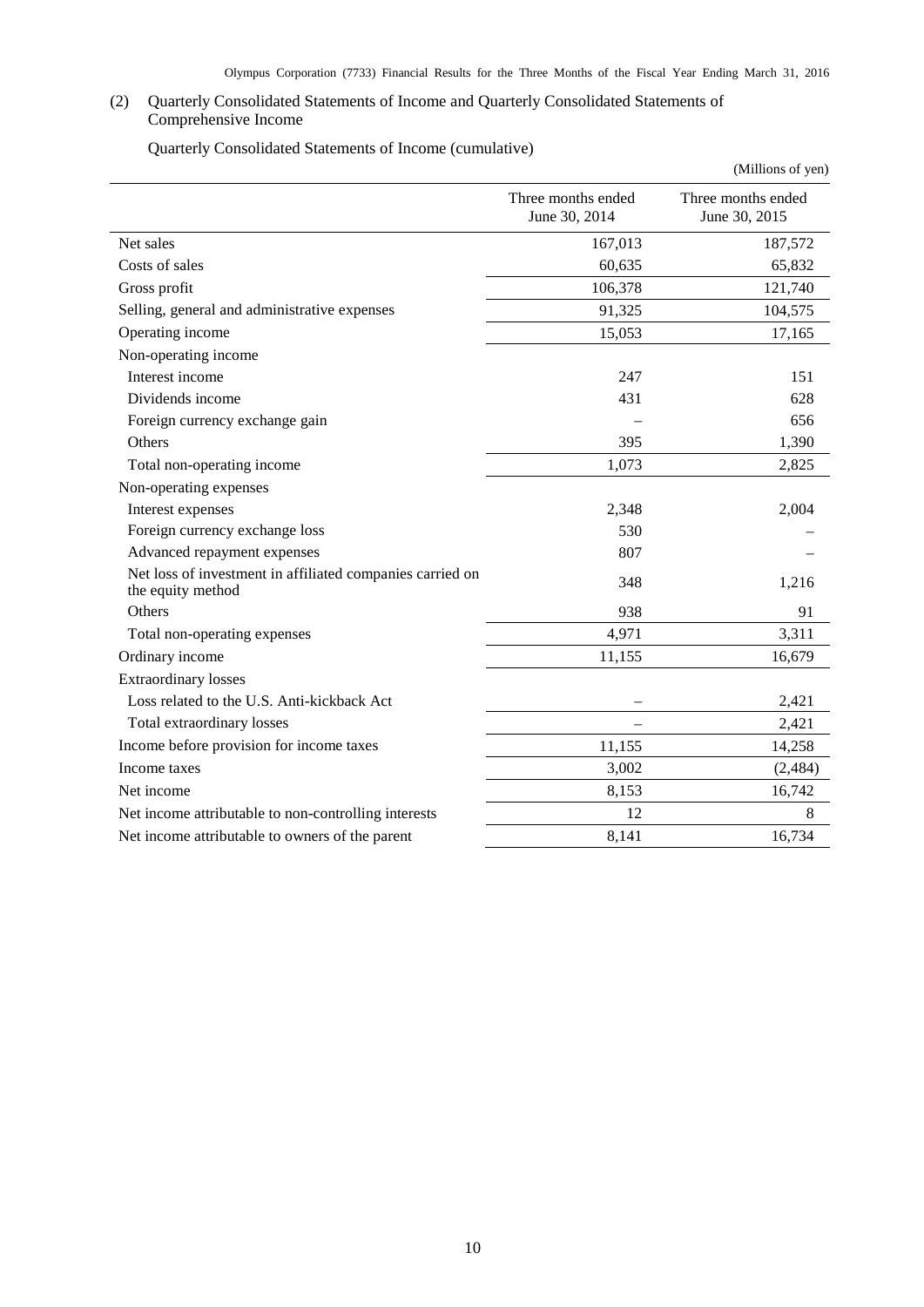(2) Quarterly Consolidated Statements of Income and Quarterly Consolidated Statements of Comprehensive Income

Quarterly Consolidated Statements of Income (cumulative)

(Millions of yen)

| | Three months ended June 30, 2014 | Three months ended June 30, 2015 |
|---|---|---|
| Net sales | 167,013 | 187,572 |
| Costs of sales | 60,635 | 65,832 |
| Gross profit | 106,378 | 121,740 |
| Selling, general and administrative expenses | 91,325 | 104,575 |
| Operating income | 15,053 | 17,165 |
| Non-operating income | | |
| Interest income | 247 | 151 |
| Dividends income | 431 | 628 |
| Foreign currency exchange gain | – | 656 |
| Others | 395 | 1,390 |
| Total non-operating income | 1,073 | 2,825 |
| Non-operating expenses | | |
| Interest expenses | 2,348 | 2,004 |
| Foreign currency exchange loss | 530 | – |
| Advanced repayment expenses | 807 | – |
| Net loss of investment in affiliated companies carried on the equity method | 348 | 1,216 |
| Others | 938 | 91 |
| Total non-operating expenses | 4,971 | 3,311 |
| Ordinary income | 11,155 | 16,679 |
| Extraordinary losses | | |
| Loss related to the U.S. Anti-kickback Act | – | 2,421 |
| Total extraordinary losses | – | 2,421 |
| Income before provision for income taxes | 11,155 | 14,258 |
| Income taxes | 3,002 | (2,484) |
| Net income | 8,153 | 16,742 |
| Net income attributable to non-controlling interests | 12 | 8 |
| Net income attributable to owners of the parent | 8,141 | 16,734 |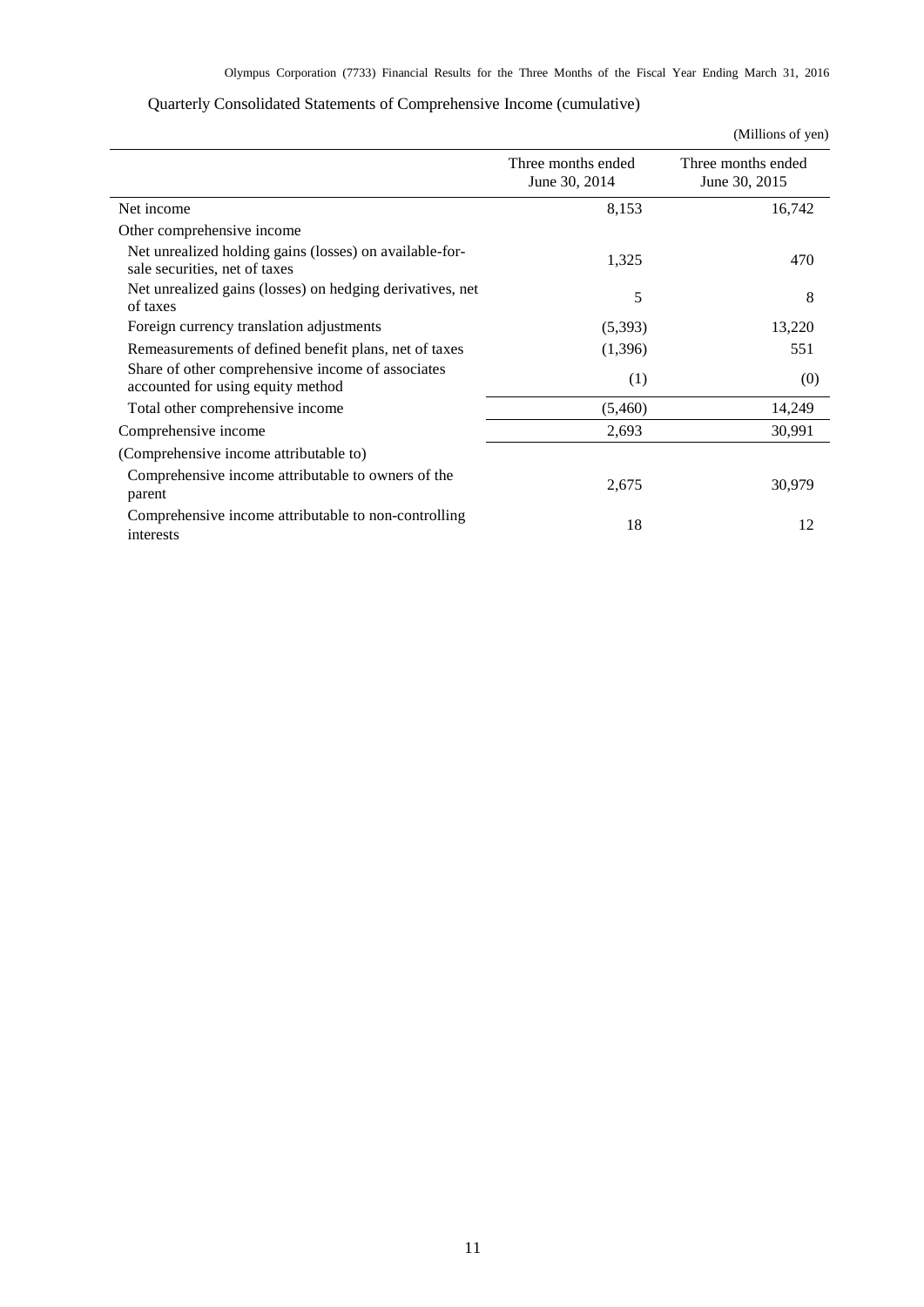Quarterly Consolidated Statements of Comprehensive Income (cumulative)

(Millions of yen)

| | Three months ended June 30, 2014 | Three months ended June 30, 2015 |
|---|---|---|
| Net income | 8,153 | 16,742 |
| Other comprehensive income | | |
| Net unrealized holding gains (losses) on available-for-sale securities, net of taxes | 1,325 | 470 |
| Net unrealized gains (losses) on hedging derivatives, net of taxes | 5 | 8 |
| Foreign currency translation adjustments | (5,393) | 13,220 |
| Remeasurements of defined benefit plans, net of taxes | (1,396) | 551 |
| Share of other comprehensive income of associates accounted for using equity method | (1) | (0) |
| Total other comprehensive income | (5,460) | 14,249 |
| Comprehensive income | 2,693 | 30,991 |
| (Comprehensive income attributable to) | | |
| Comprehensive income attributable to owners of the parent | 2,675 | 30,979 |
| Comprehensive income attributable to non-controlling interests | 18 | 12 |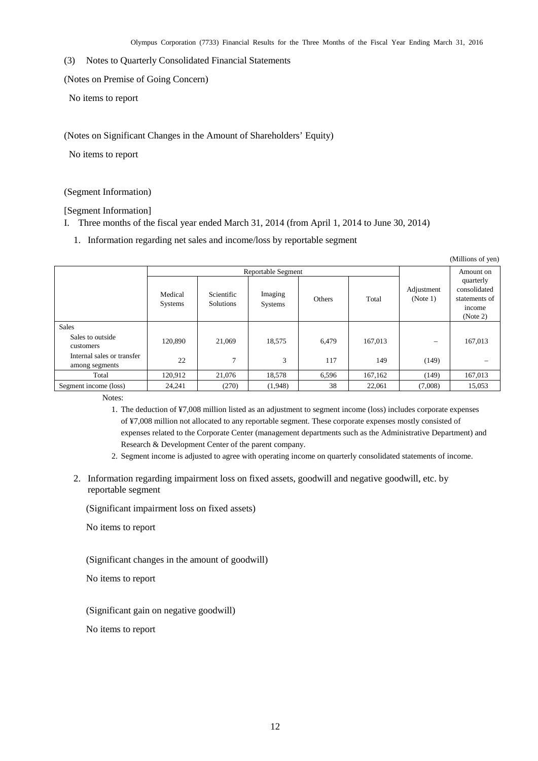(3) Notes to Quarterly Consolidated Financial Statements

(Notes on Premise of Going Concern)

No items to report

(Notes on Significant Changes in the Amount of Shareholders' Equity)

No items to report

(Segment Information)

[Segment Information]

I. Three months of the fiscal year ended March 31, 2014 (from April 1, 2014 to June 30, 2014)

1. Information regarding net sales and income/loss by reportable segment

(Millions of yen)

| | Reportable Segment | | | | | Adjustment (Note 1) | Amount on quarterly consolidated statements of income (Note 2) |
|---|---|---|---|---|---|---|---|
| | Medical Systems | Scientific Solutions | Imaging Systems | Others | Total | | |
| Sales | | | | | | | |
| Sales to outside customers | 120,890 | 21,069 | 18,575 | 6,479 | 167,013 | – | 167,013 |
| Internal sales or transfer among segments | 22 | 7 | 3 | 117 | 149 | (149) | – |
| Total | 120,912 | 21,076 | 18,578 | 6,596 | 167,162 | (149) | 167,013 |
| Segment income (loss) | 24,241 | (270) | (1,948) | 38 | 22,061 | (7,008) | 15,053 |

Notes:

1. The deduction of ¥7,008 million listed as an adjustment to segment income (loss) includes corporate expenses of ¥7,008 million not allocated to any reportable segment. These corporate expenses mostly consisted of expenses related to the Corporate Center (management departments such as the Administrative Department) and Research & Development Center of the parent company.
2. Segment income is adjusted to agree with operating income on quarterly consolidated statements of income.

2. Information regarding impairment loss on fixed assets, goodwill and negative goodwill, etc. by reportable segment

(Significant impairment loss on fixed assets)

No items to report

(Significant changes in the amount of goodwill)

No items to report

(Significant gain on negative goodwill)

No items to report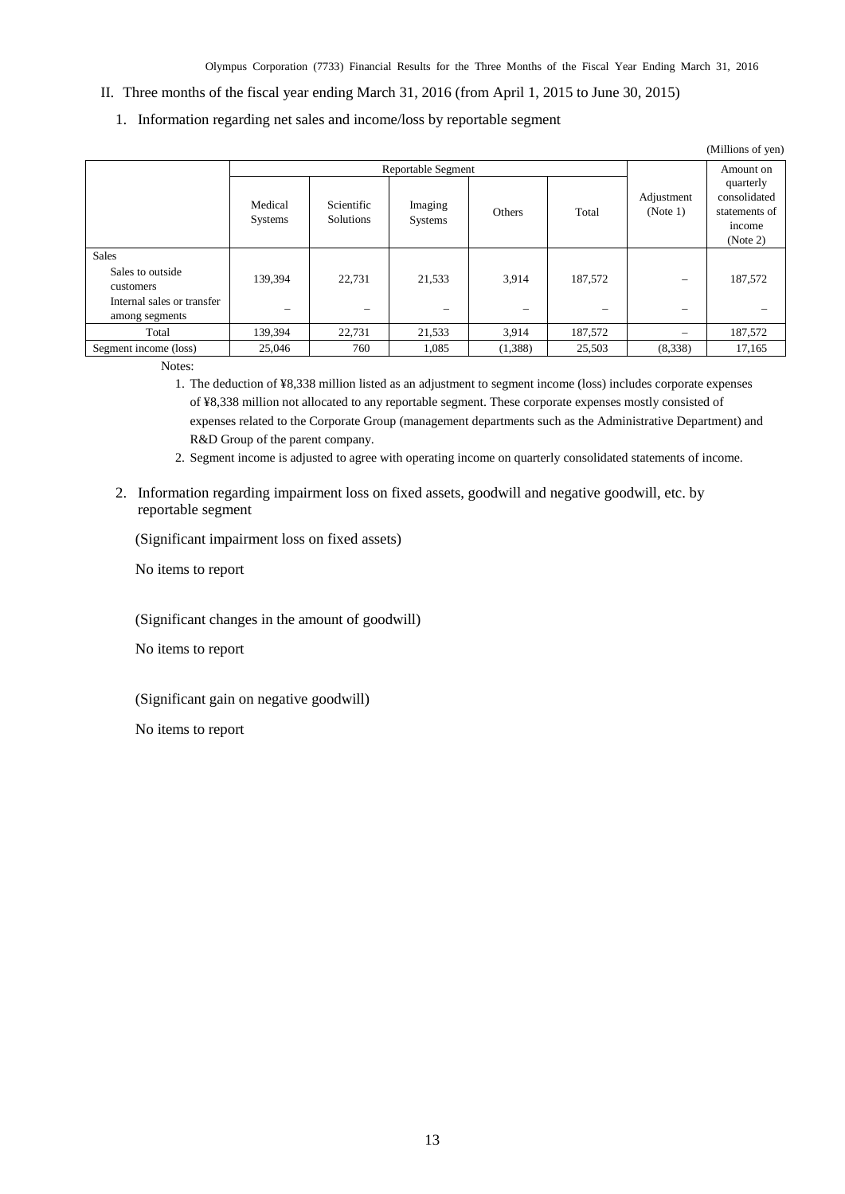II. Three months of the fiscal year ending March 31, 2016 (from April 1, 2015 to June 30, 2015)

1. Information regarding net sales and income/loss by reportable segment

(Millions of yen)

| | Reportable Segment | | | | | Adjustment (Note 1) | Amount on quarterly consolidated statements of income (Note 2) |
|---|---|---|---|---|---|---|---|
| | Medical Systems | Scientific Solutions | Imaging Systems | Others | Total | | |
| Sales | | | | | | | |
| Sales to outside customers | 139,394 | 22,731 | 21,533 | 3,914 | 187,572 | – | 187,572 |
| Internal sales or transfer among segments | – | – | – | – | – | – | – |
| Total | 139,394 | 22,731 | 21,533 | 3,914 | 187,572 | – | 187,572 |
| Segment income (loss) | 25,046 | 760 | 1,085 | (1,388) | 25,503 | (8,338) | 17,165 |

Notes:

1. The deduction of ¥8,338 million listed as an adjustment to segment income (loss) includes corporate expenses of ¥8,338 million not allocated to any reportable segment. These corporate expenses mostly consisted of expenses related to the Corporate Group (management departments such as the Administrative Department) and R&D Group of the parent company.
2. Segment income is adjusted to agree with operating income on quarterly consolidated statements of income.

2. Information regarding impairment loss on fixed assets, goodwill and negative goodwill, etc. by reportable segment

(Significant impairment loss on fixed assets)

No items to report

(Significant changes in the amount of goodwill)

No items to report

(Significant gain on negative goodwill)

No items to report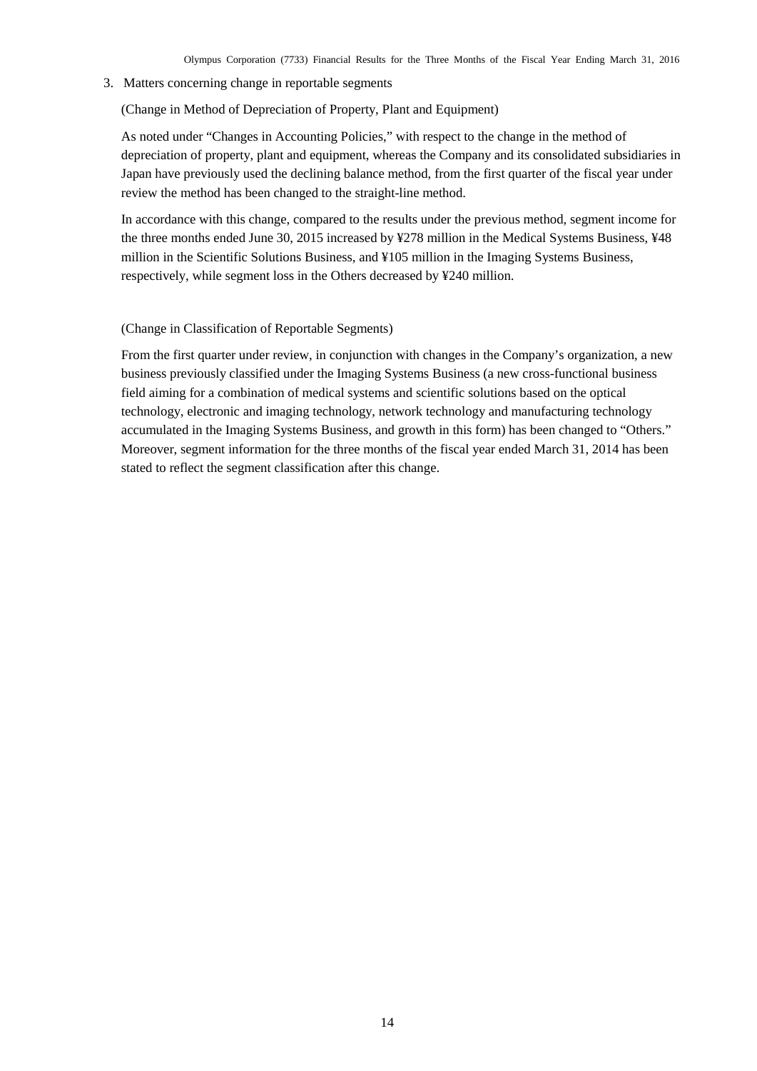3. Matters concerning change in reportable segments

(Change in Method of Depreciation of Property, Plant and Equipment)

As noted under "Changes in Accounting Policies," with respect to the change in the method of depreciation of property, plant and equipment, whereas the Company and its consolidated subsidiaries in Japan have previously used the declining balance method, from the first quarter of the fiscal year under review the method has been changed to the straight-line method.

In accordance with this change, compared to the results under the previous method, segment income for the three months ended June 30, 2015 increased by ¥278 million in the Medical Systems Business, ¥48 million in the Scientific Solutions Business, and ¥105 million in the Imaging Systems Business, respectively, while segment loss in the Others decreased by ¥240 million.

(Change in Classification of Reportable Segments)

From the first quarter under review, in conjunction with changes in the Company's organization, a new business previously classified under the Imaging Systems Business (a new cross-functional business field aiming for a combination of medical systems and scientific solutions based on the optical technology, electronic and imaging technology, network technology and manufacturing technology accumulated in the Imaging Systems Business, and growth in this form) has been changed to "Others." Moreover, segment information for the three months of the fiscal year ended March 31, 2014 has been stated to reflect the segment classification after this change.